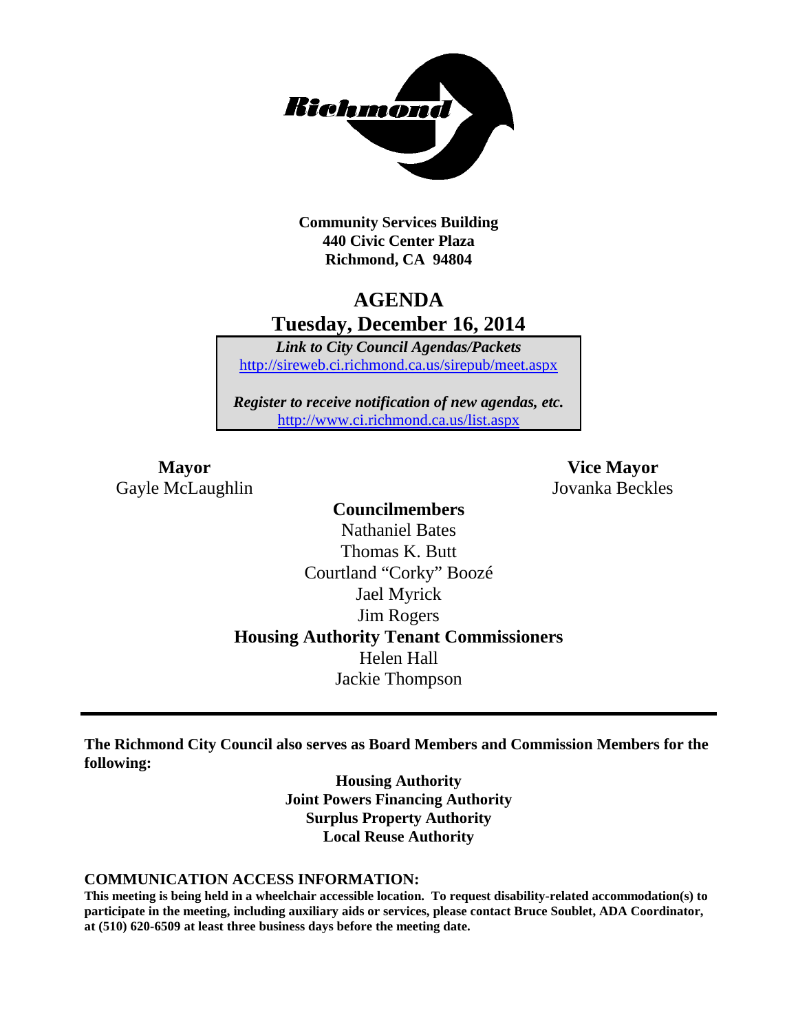**Community Services Building**
**440 Civic Center Plaza**
**Richmond, CA 94804**

# AGENDA
## Tuesday, December 16, 2014

***Link to City Council Agendas/Packets***
http://sireweb.ci.richmond.ca.us/sirepub/meet.aspx

***Register to receive notification of new agendas, etc.***
http://www.ci.richmond.ca.us/list.aspx

**Mayor**
Gayle McLaughlin

**Vice Mayor**
Jovanka Beckles

**Councilmembers**
Nathaniel Bates
Thomas K. Butt
Courtland "Corky" Boozé
Jael Myrick
Jim Rogers

**Housing Authority Tenant Commissioners**
Helen Hall
Jackie Thompson

---

**The Richmond City Council also serves as Board Members and Commission Members for the following:**

**Housing Authority**
**Joint Powers Financing Authority**
**Surplus Property Authority**
**Local Reuse Authority**

**COMMUNICATION ACCESS INFORMATION:**

**This meeting is being held in a wheelchair accessible location. To request disability-related accommodation(s) to participate in the meeting, including auxiliary aids or services, please contact Bruce Soublet, ADA Coordinator, at (510) 620-6509 at least three business days before the meeting date.**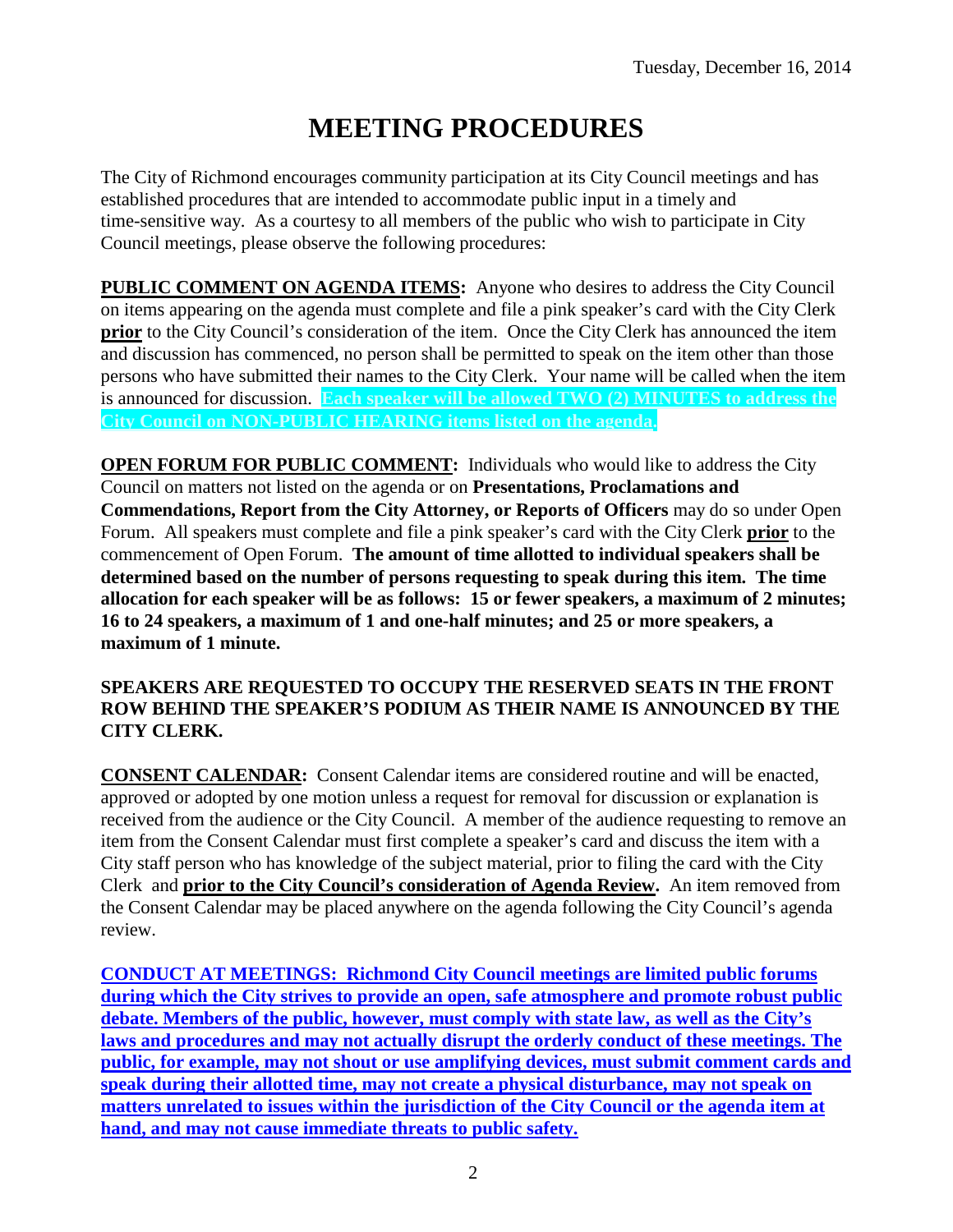Tuesday, December 16, 2014

# MEETING PROCEDURES

The City of Richmond encourages community participation at its City Council meetings and has established procedures that are intended to accommodate public input in a timely and time-sensitive way. As a courtesy to all members of the public who wish to participate in City Council meetings, please observe the following procedures:

**PUBLIC COMMENT ON AGENDA ITEMS:** Anyone who desires to address the City Council on items appearing on the agenda must complete and file a pink speaker's card with the City Clerk **prior** to the City Council's consideration of the item. Once the City Clerk has announced the item and discussion has commenced, no person shall be permitted to speak on the item other than those persons who have submitted their names to the City Clerk. Your name will be called when the item is announced for discussion. **Each speaker will be allowed TWO (2) MINUTES to address the City Council on NON-PUBLIC HEARING items listed on the agenda.**

**OPEN FORUM FOR PUBLIC COMMENT:** Individuals who would like to address the City Council on matters not listed on the agenda or on **Presentations, Proclamations and Commendations, Report from the City Attorney, or Reports of Officers** may do so under Open Forum. All speakers must complete and file a pink speaker's card with the City Clerk **prior** to the commencement of Open Forum. **The amount of time allotted to individual speakers shall be determined based on the number of persons requesting to speak during this item. The time allocation for each speaker will be as follows: 15 or fewer speakers, a maximum of 2 minutes; 16 to 24 speakers, a maximum of 1 and one-half minutes; and 25 or more speakers, a maximum of 1 minute.**

**SPEAKERS ARE REQUESTED TO OCCUPY THE RESERVED SEATS IN THE FRONT ROW BEHIND THE SPEAKER'S PODIUM AS THEIR NAME IS ANNOUNCED BY THE CITY CLERK.**

**CONSENT CALENDAR:** Consent Calendar items are considered routine and will be enacted, approved or adopted by one motion unless a request for removal for discussion or explanation is received from the audience or the City Council. A member of the audience requesting to remove an item from the Consent Calendar must first complete a speaker's card and discuss the item with a City staff person who has knowledge of the subject material, prior to filing the card with the City Clerk and **prior to the City Council's consideration of Agenda Review.** An item removed from the Consent Calendar may be placed anywhere on the agenda following the City Council's agenda review.

**CONDUCT AT MEETINGS: Richmond City Council meetings are limited public forums during which the City strives to provide an open, safe atmosphere and promote robust public debate. Members of the public, however, must comply with state law, as well as the City's laws and procedures and may not actually disrupt the orderly conduct of these meetings. The public, for example, may not shout or use amplifying devices, must submit comment cards and speak during their allotted time, may not create a physical disturbance, may not speak on matters unrelated to issues within the jurisdiction of the City Council or the agenda item at hand, and may not cause immediate threats to public safety.**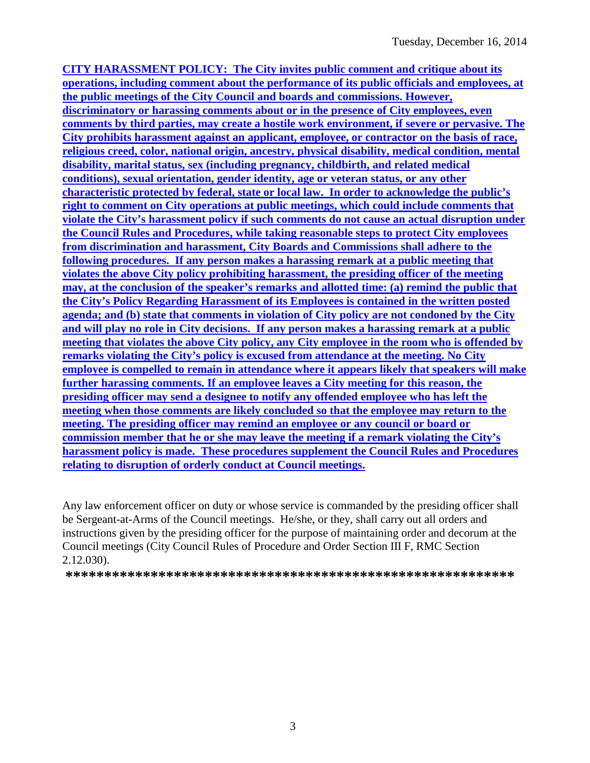**CITY HARASSMENT POLICY: The City invites public comment and critique about its operations, including comment about the performance of its public officials and employees, at the public meetings of the City Council and boards and commissions. However, discriminatory or harassing comments about or in the presence of City employees, even comments by third parties, may create a hostile work environment, if severe or pervasive. The City prohibits harassment against an applicant, employee, or contractor on the basis of race, religious creed, color, national origin, ancestry, physical disability, medical condition, mental disability, marital status, sex (including pregnancy, childbirth, and related medical conditions), sexual orientation, gender identity, age or veteran status, or any other characteristic protected by federal, state or local law. In order to acknowledge the public's right to comment on City operations at public meetings, which could include comments that violate the City's harassment policy if such comments do not cause an actual disruption under the Council Rules and Procedures, while taking reasonable steps to protect City employees from discrimination and harassment, City Boards and Commissions shall adhere to the following procedures. If any person makes a harassing remark at a public meeting that violates the above City policy prohibiting harassment, the presiding officer of the meeting may, at the conclusion of the speaker's remarks and allotted time: (a) remind the public that the City's Policy Regarding Harassment of its Employees is contained in the written posted agenda; and (b) state that comments in violation of City policy are not condoned by the City and will play no role in City decisions. If any person makes a harassing remark at a public meeting that violates the above City policy, any City employee in the room who is offended by remarks violating the City's policy is excused from attendance at the meeting. No City employee is compelled to remain in attendance where it appears likely that speakers will make further harassing comments. If an employee leaves a City meeting for this reason, the presiding officer may send a designee to notify any offended employee who has left the meeting when those comments are likely concluded so that the employee may return to the meeting. The presiding officer may remind an employee or any council or board or commission member that he or she may leave the meeting if a remark violating the City's harassment policy is made. These procedures supplement the Council Rules and Procedures relating to disruption of orderly conduct at Council meetings.**

Any law enforcement officer on duty or whose service is commanded by the presiding officer shall be Sergeant-at-Arms of the Council meetings. He/she, or they, shall carry out all orders and instructions given by the presiding officer for the purpose of maintaining order and decorum at the Council meetings (City Council Rules of Procedure and Order Section III F, RMC Section 2.12.030).

**\*\*\*\*\*\*\*\*\*\*\*\*\*\*\*\*\*\*\*\*\*\*\*\*\*\*\*\*\*\*\*\*\*\*\*\*\*\*\*\*\*\*\*\*\*\*\*\*\*\*\*\*\*\*\*\*\*\*\***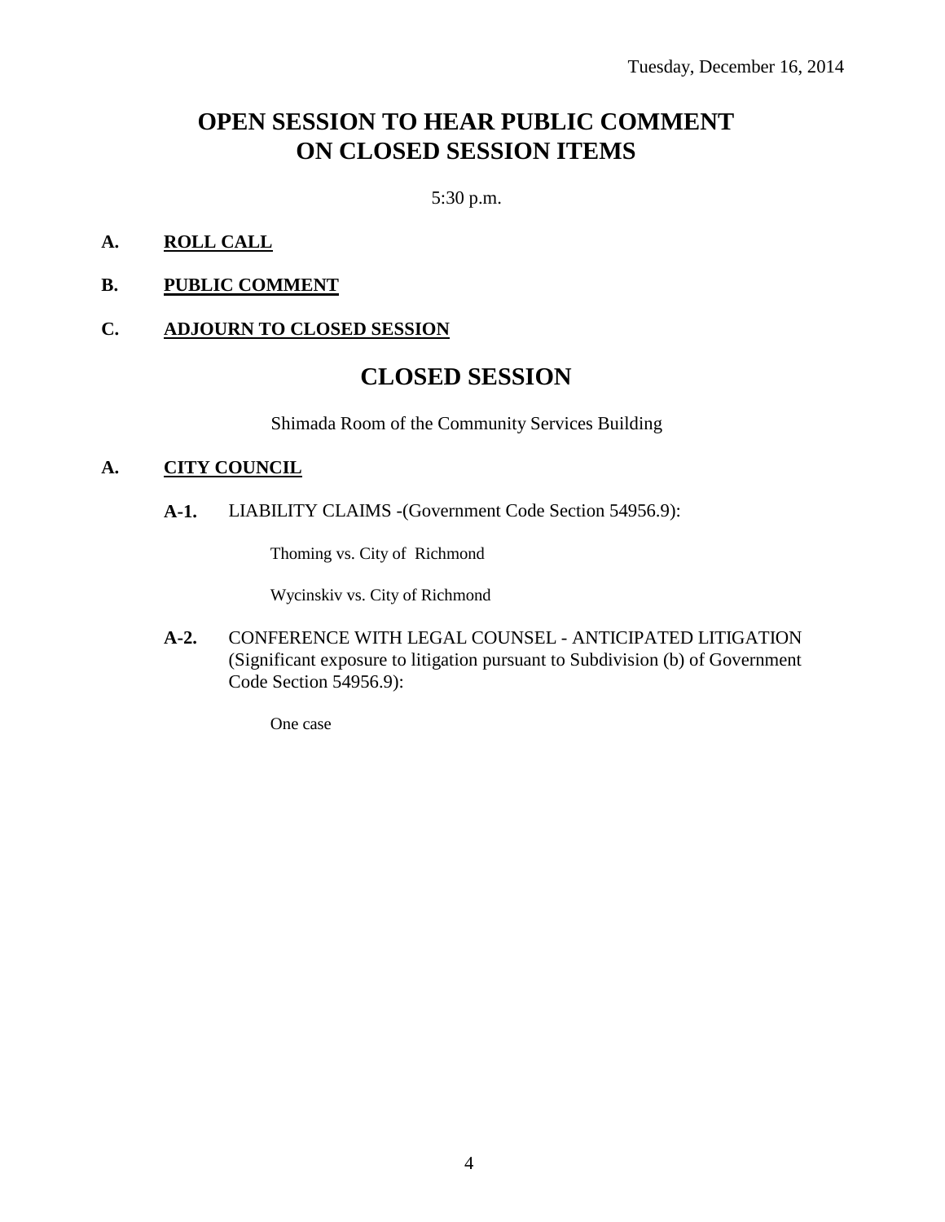Tuesday, December 16, 2014

# OPEN SESSION TO HEAR PUBLIC COMMENT ON CLOSED SESSION ITEMS

5:30 p.m.

**A.** **ROLL CALL**

**B.** **PUBLIC COMMENT**

**C.** **ADJOURN TO CLOSED SESSION**

# CLOSED SESSION

Shimada Room of the Community Services Building

**A.** **CITY COUNCIL**

**A-1.** LIABILITY CLAIMS -(Government Code Section 54956.9):

Thoming vs. City of Richmond

Wycinskiv vs. City of Richmond

**A-2.** CONFERENCE WITH LEGAL COUNSEL - ANTICIPATED LITIGATION (Significant exposure to litigation pursuant to Subdivision (b) of Government Code Section 54956.9):

One case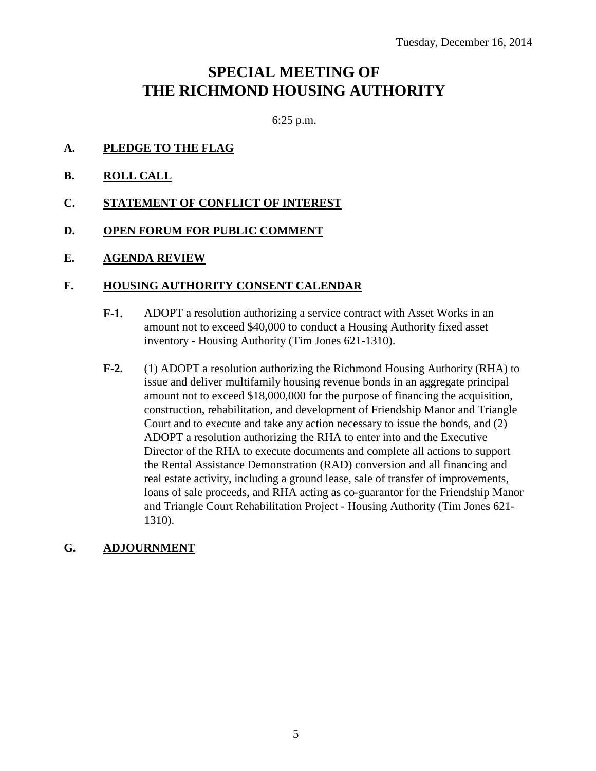Tuesday, December 16, 2014

# SPECIAL MEETING OF THE RICHMOND HOUSING AUTHORITY

6:25 p.m.

**A. PLEDGE TO THE FLAG**

**B. ROLL CALL**

**C. STATEMENT OF CONFLICT OF INTEREST**

**D. OPEN FORUM FOR PUBLIC COMMENT**

**E. AGENDA REVIEW**

**F. HOUSING AUTHORITY CONSENT CALENDAR**

**F-1.** ADOPT a resolution authorizing a service contract with Asset Works in an amount not to exceed $40,000 to conduct a Housing Authority fixed asset inventory - Housing Authority (Tim Jones 621-1310).

**F-2.** (1) ADOPT a resolution authorizing the Richmond Housing Authority (RHA) to issue and deliver multifamily housing revenue bonds in an aggregate principal amount not to exceed $18,000,000 for the purpose of financing the acquisition, construction, rehabilitation, and development of Friendship Manor and Triangle Court and to execute and take any action necessary to issue the bonds, and (2) ADOPT a resolution authorizing the RHA to enter into and the Executive Director of the RHA to execute documents and complete all actions to support the Rental Assistance Demonstration (RAD) conversion and all financing and real estate activity, including a ground lease, sale of transfer of improvements, loans of sale proceeds, and RHA acting as co-guarantor for the Friendship Manor and Triangle Court Rehabilitation Project - Housing Authority (Tim Jones 621-1310).

**G. ADJOURNMENT**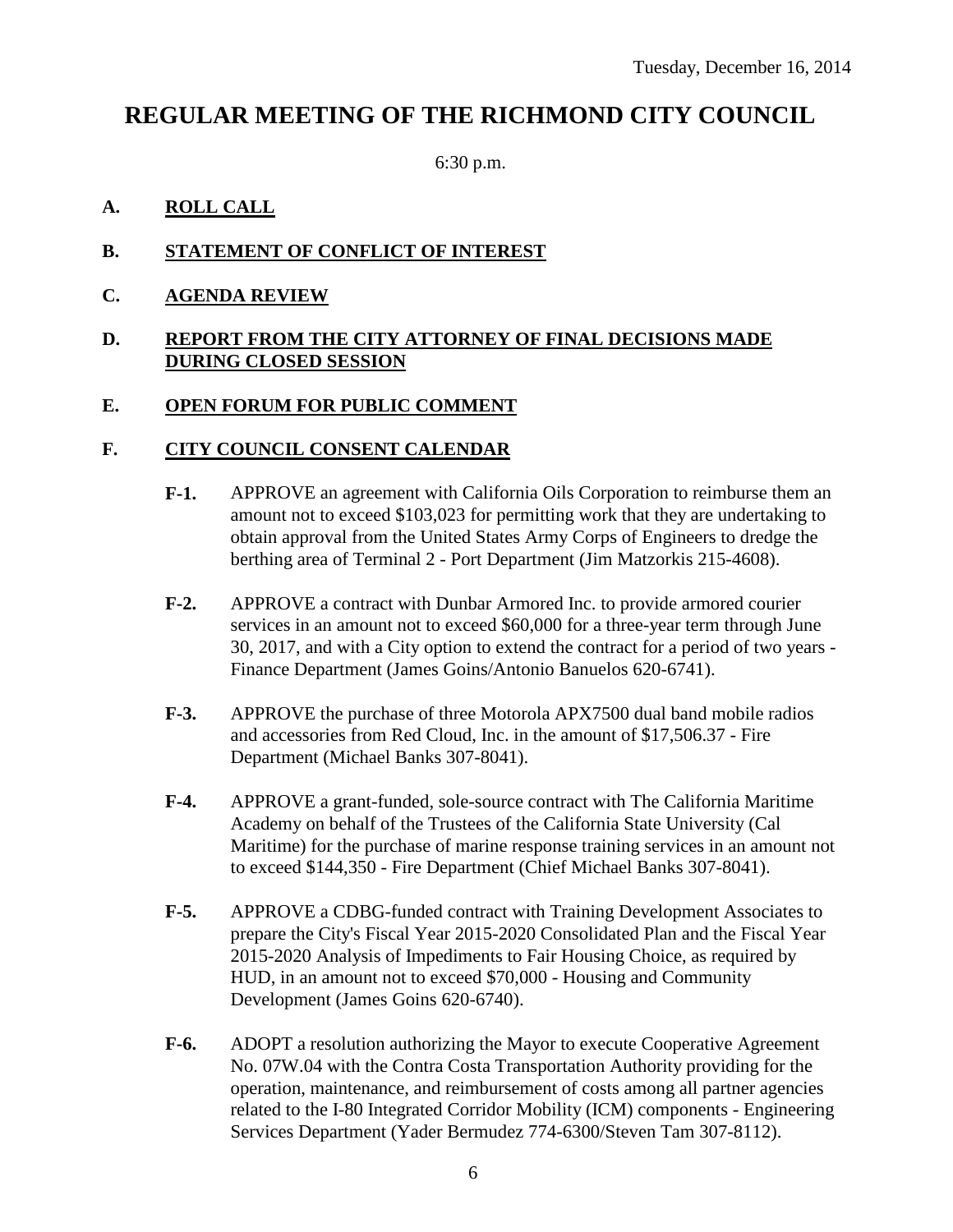Tuesday, December 16, 2014

# REGULAR MEETING OF THE RICHMOND CITY COUNCIL

6:30 p.m.

## A. ROLL CALL

## B. STATEMENT OF CONFLICT OF INTEREST

## C. AGENDA REVIEW

## D. REPORT FROM THE CITY ATTORNEY OF FINAL DECISIONS MADE DURING CLOSED SESSION

## E. OPEN FORUM FOR PUBLIC COMMENT

## F. CITY COUNCIL CONSENT CALENDAR

**F-1.** APPROVE an agreement with California Oils Corporation to reimburse them an amount not to exceed $103,023 for permitting work that they are undertaking to obtain approval from the United States Army Corps of Engineers to dredge the berthing area of Terminal 2 - Port Department (Jim Matzorkis 215-4608).

**F-2.** APPROVE a contract with Dunbar Armored Inc. to provide armored courier services in an amount not to exceed $60,000 for a three-year term through June 30, 2017, and with a City option to extend the contract for a period of two years - Finance Department (James Goins/Antonio Banuelos 620-6741).

**F-3.** APPROVE the purchase of three Motorola APX7500 dual band mobile radios and accessories from Red Cloud, Inc. in the amount of $17,506.37 - Fire Department (Michael Banks 307-8041).

**F-4.** APPROVE a grant-funded, sole-source contract with The California Maritime Academy on behalf of the Trustees of the California State University (Cal Maritime) for the purchase of marine response training services in an amount not to exceed $144,350 - Fire Department (Chief Michael Banks 307-8041).

**F-5.** APPROVE a CDBG-funded contract with Training Development Associates to prepare the City's Fiscal Year 2015-2020 Consolidated Plan and the Fiscal Year 2015-2020 Analysis of Impediments to Fair Housing Choice, as required by HUD, in an amount not to exceed $70,000 - Housing and Community Development (James Goins 620-6740).

**F-6.** ADOPT a resolution authorizing the Mayor to execute Cooperative Agreement No. 07W.04 with the Contra Costa Transportation Authority providing for the operation, maintenance, and reimbursement of costs among all partner agencies related to the I-80 Integrated Corridor Mobility (ICM) components - Engineering Services Department (Yader Bermudez 774-6300/Steven Tam 307-8112).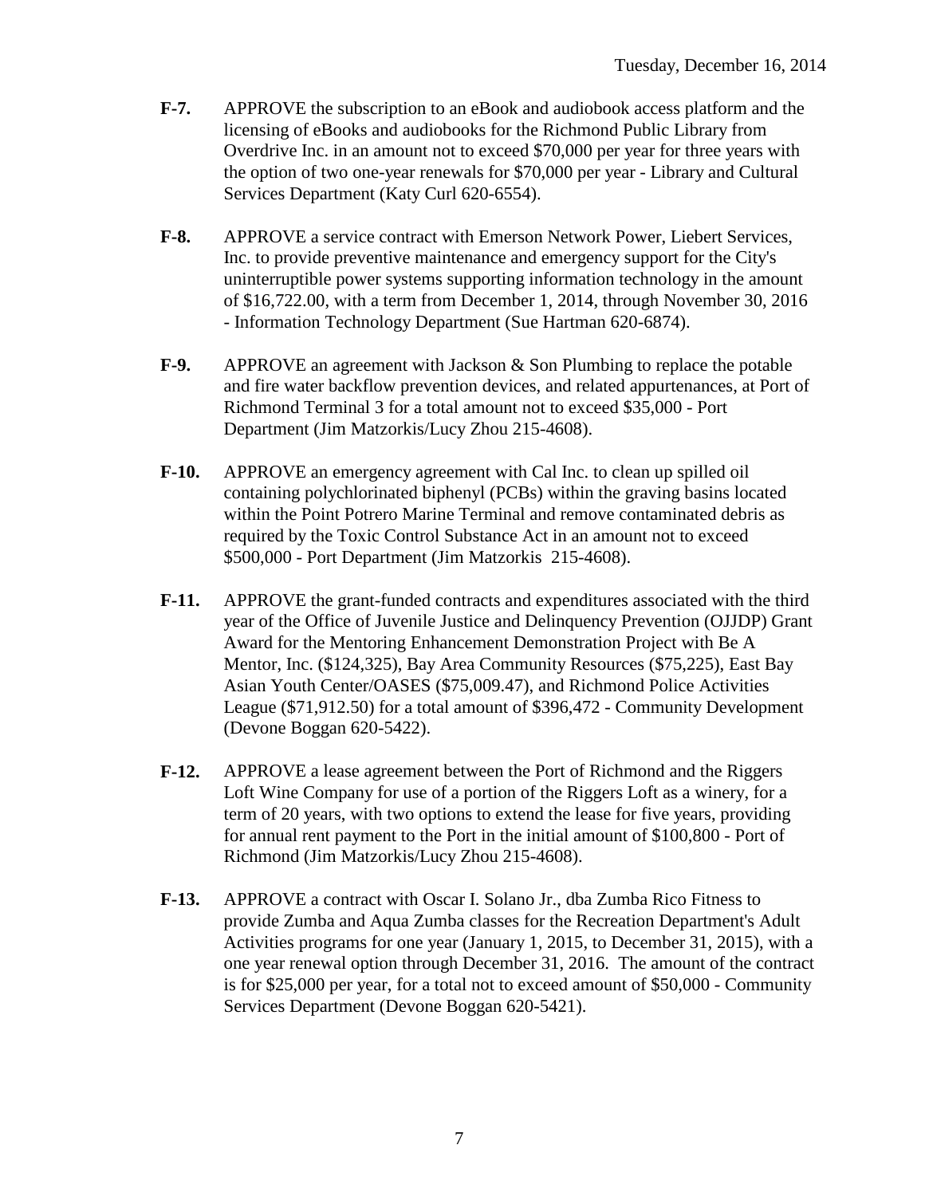**F-7.** APPROVE the subscription to an eBook and audiobook access platform and the licensing of eBooks and audiobooks for the Richmond Public Library from Overdrive Inc. in an amount not to exceed $70,000 per year for three years with the option of two one-year renewals for $70,000 per year - Library and Cultural Services Department (Katy Curl 620-6554).

**F-8.** APPROVE a service contract with Emerson Network Power, Liebert Services, Inc. to provide preventive maintenance and emergency support for the City's uninterruptible power systems supporting information technology in the amount of $16,722.00, with a term from December 1, 2014, through November 30, 2016 - Information Technology Department (Sue Hartman 620-6874).

**F-9.** APPROVE an agreement with Jackson & Son Plumbing to replace the potable and fire water backflow prevention devices, and related appurtenances, at Port of Richmond Terminal 3 for a total amount not to exceed $35,000 - Port Department (Jim Matzorkis/Lucy Zhou 215-4608).

**F-10.** APPROVE an emergency agreement with Cal Inc. to clean up spilled oil containing polychlorinated biphenyl (PCBs) within the graving basins located within the Point Potrero Marine Terminal and remove contaminated debris as required by the Toxic Control Substance Act in an amount not to exceed $500,000 - Port Department (Jim Matzorkis 215-4608).

**F-11.** APPROVE the grant-funded contracts and expenditures associated with the third year of the Office of Juvenile Justice and Delinquency Prevention (OJJDP) Grant Award for the Mentoring Enhancement Demonstration Project with Be A Mentor, Inc. ($124,325), Bay Area Community Resources ($75,225), East Bay Asian Youth Center/OASES ($75,009.47), and Richmond Police Activities League ($71,912.50) for a total amount of $396,472 - Community Development (Devone Boggan 620-5422).

**F-12.** APPROVE a lease agreement between the Port of Richmond and the Riggers Loft Wine Company for use of a portion of the Riggers Loft as a winery, for a term of 20 years, with two options to extend the lease for five years, providing for annual rent payment to the Port in the initial amount of $100,800 - Port of Richmond (Jim Matzorkis/Lucy Zhou 215-4608).

**F-13.** APPROVE a contract with Oscar I. Solano Jr., dba Zumba Rico Fitness to provide Zumba and Aqua Zumba classes for the Recreation Department's Adult Activities programs for one year (January 1, 2015, to December 31, 2015), with a one year renewal option through December 31, 2016. The amount of the contract is for $25,000 per year, for a total not to exceed amount of $50,000 - Community Services Department (Devone Boggan 620-5421).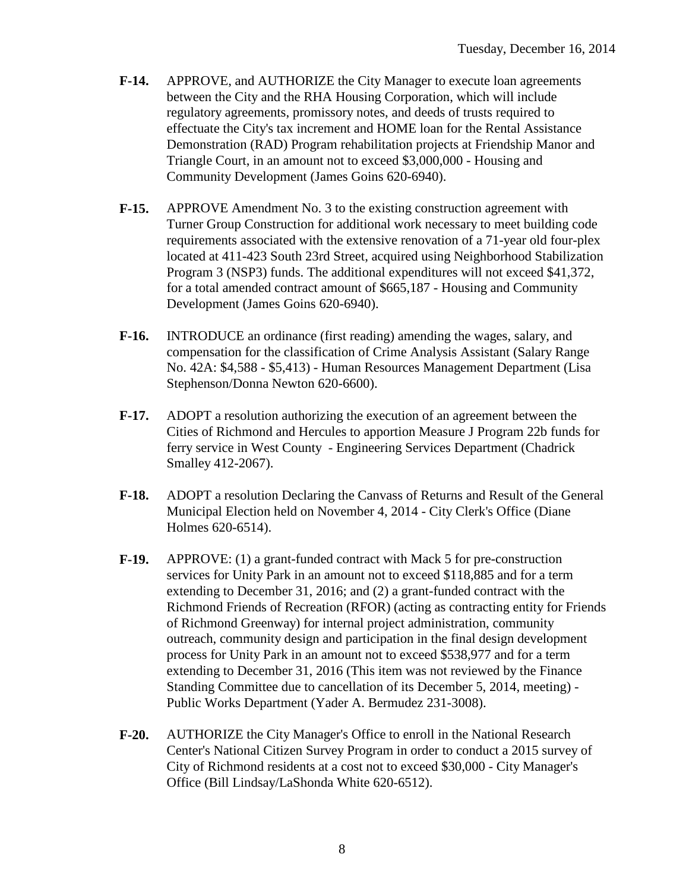**F-14.** APPROVE, and AUTHORIZE the City Manager to execute loan agreements between the City and the RHA Housing Corporation, which will include regulatory agreements, promissory notes, and deeds of trusts required to effectuate the City's tax increment and HOME loan for the Rental Assistance Demonstration (RAD) Program rehabilitation projects at Friendship Manor and Triangle Court, in an amount not to exceed $3,000,000 - Housing and Community Development (James Goins 620-6940).

**F-15.** APPROVE Amendment No. 3 to the existing construction agreement with Turner Group Construction for additional work necessary to meet building code requirements associated with the extensive renovation of a 71-year old four-plex located at 411-423 South 23rd Street, acquired using Neighborhood Stabilization Program 3 (NSP3) funds. The additional expenditures will not exceed $41,372, for a total amended contract amount of $665,187 - Housing and Community Development (James Goins 620-6940).

**F-16.** INTRODUCE an ordinance (first reading) amending the wages, salary, and compensation for the classification of Crime Analysis Assistant (Salary Range No. 42A: $4,588 - $5,413) - Human Resources Management Department (Lisa Stephenson/Donna Newton 620-6600).

**F-17.** ADOPT a resolution authorizing the execution of an agreement between the Cities of Richmond and Hercules to apportion Measure J Program 22b funds for ferry service in West County - Engineering Services Department (Chadrick Smalley 412-2067).

**F-18.** ADOPT a resolution Declaring the Canvass of Returns and Result of the General Municipal Election held on November 4, 2014 - City Clerk's Office (Diane Holmes 620-6514).

**F-19.** APPROVE: (1) a grant-funded contract with Mack 5 for pre-construction services for Unity Park in an amount not to exceed $118,885 and for a term extending to December 31, 2016; and (2) a grant-funded contract with the Richmond Friends of Recreation (RFOR) (acting as contracting entity for Friends of Richmond Greenway) for internal project administration, community outreach, community design and participation in the final design development process for Unity Park in an amount not to exceed $538,977 and for a term extending to December 31, 2016 (This item was not reviewed by the Finance Standing Committee due to cancellation of its December 5, 2014, meeting) - Public Works Department (Yader A. Bermudez 231-3008).

**F-20.** AUTHORIZE the City Manager's Office to enroll in the National Research Center's National Citizen Survey Program in order to conduct a 2015 survey of City of Richmond residents at a cost not to exceed $30,000 - City Manager's Office (Bill Lindsay/LaShonda White 620-6512).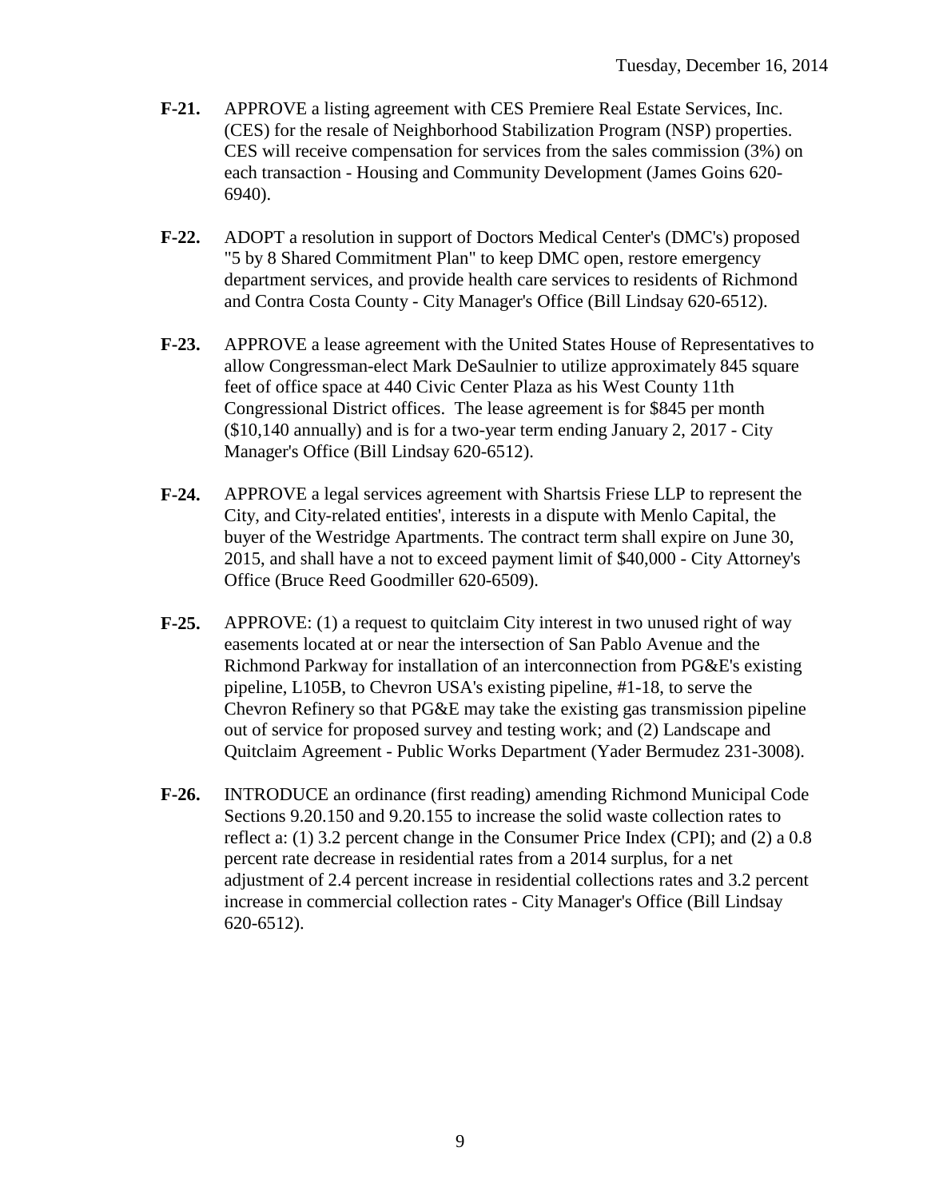**F-21.** APPROVE a listing agreement with CES Premiere Real Estate Services, Inc. (CES) for the resale of Neighborhood Stabilization Program (NSP) properties. CES will receive compensation for services from the sales commission (3%) on each transaction - Housing and Community Development (James Goins 620-6940).

**F-22.** ADOPT a resolution in support of Doctors Medical Center's (DMC's) proposed "5 by 8 Shared Commitment Plan" to keep DMC open, restore emergency department services, and provide health care services to residents of Richmond and Contra Costa County - City Manager's Office (Bill Lindsay 620-6512).

**F-23.** APPROVE a lease agreement with the United States House of Representatives to allow Congressman-elect Mark DeSaulnier to utilize approximately 845 square feet of office space at 440 Civic Center Plaza as his West County 11th Congressional District offices. The lease agreement is for $845 per month ($10,140 annually) and is for a two-year term ending January 2, 2017 - City Manager's Office (Bill Lindsay 620-6512).

**F-24.** APPROVE a legal services agreement with Shartsis Friese LLP to represent the City, and City-related entities', interests in a dispute with Menlo Capital, the buyer of the Westridge Apartments. The contract term shall expire on June 30, 2015, and shall have a not to exceed payment limit of $40,000 - City Attorney's Office (Bruce Reed Goodmiller 620-6509).

**F-25.** APPROVE: (1) a request to quitclaim City interest in two unused right of way easements located at or near the intersection of San Pablo Avenue and the Richmond Parkway for installation of an interconnection from PG&E's existing pipeline, L105B, to Chevron USA's existing pipeline, #1-18, to serve the Chevron Refinery so that PG&E may take the existing gas transmission pipeline out of service for proposed survey and testing work; and (2) Landscape and Quitclaim Agreement - Public Works Department (Yader Bermudez 231-3008).

**F-26.** INTRODUCE an ordinance (first reading) amending Richmond Municipal Code Sections 9.20.150 and 9.20.155 to increase the solid waste collection rates to reflect a: (1) 3.2 percent change in the Consumer Price Index (CPI); and (2) a 0.8 percent rate decrease in residential rates from a 2014 surplus, for a net adjustment of 2.4 percent increase in residential collections rates and 3.2 percent increase in commercial collection rates - City Manager's Office (Bill Lindsay 620-6512).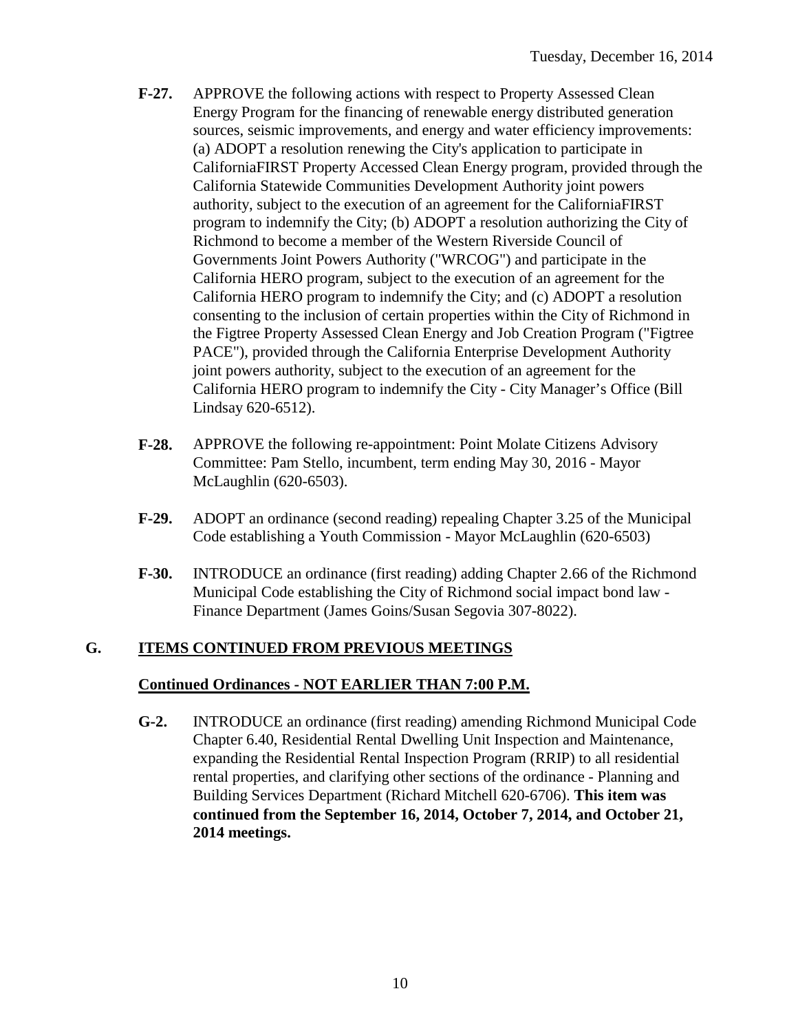**F-27.** APPROVE the following actions with respect to Property Assessed Clean Energy Program for the financing of renewable energy distributed generation sources, seismic improvements, and energy and water efficiency improvements: (a) ADOPT a resolution renewing the City's application to participate in CaliforniaFIRST Property Accessed Clean Energy program, provided through the California Statewide Communities Development Authority joint powers authority, subject to the execution of an agreement for the CaliforniaFIRST program to indemnify the City; (b) ADOPT a resolution authorizing the City of Richmond to become a member of the Western Riverside Council of Governments Joint Powers Authority ("WRCOG") and participate in the California HERO program, subject to the execution of an agreement for the California HERO program to indemnify the City; and (c) ADOPT a resolution consenting to the inclusion of certain properties within the City of Richmond in the Figtree Property Assessed Clean Energy and Job Creation Program ("Figtree PACE"), provided through the California Enterprise Development Authority joint powers authority, subject to the execution of an agreement for the California HERO program to indemnify the City - City Manager's Office (Bill Lindsay 620-6512).

**F-28.** APPROVE the following re-appointment: Point Molate Citizens Advisory Committee: Pam Stello, incumbent, term ending May 30, 2016 - Mayor McLaughlin (620-6503).

**F-29.** ADOPT an ordinance (second reading) repealing Chapter 3.25 of the Municipal Code establishing a Youth Commission - Mayor McLaughlin (620-6503)

**F-30.** INTRODUCE an ordinance (first reading) adding Chapter 2.66 of the Richmond Municipal Code establishing the City of Richmond social impact bond law - Finance Department (James Goins/Susan Segovia 307-8022).

## G. ITEMS CONTINUED FROM PREVIOUS MEETINGS

### Continued Ordinances - NOT EARLIER THAN 7:00 P.M.

**G-2.** INTRODUCE an ordinance (first reading) amending Richmond Municipal Code Chapter 6.40, Residential Rental Dwelling Unit Inspection and Maintenance, expanding the Residential Rental Inspection Program (RRIP) to all residential rental properties, and clarifying other sections of the ordinance - Planning and Building Services Department (Richard Mitchell 620-6706). **This item was continued from the September 16, 2014, October 7, 2014, and October 21, 2014 meetings.**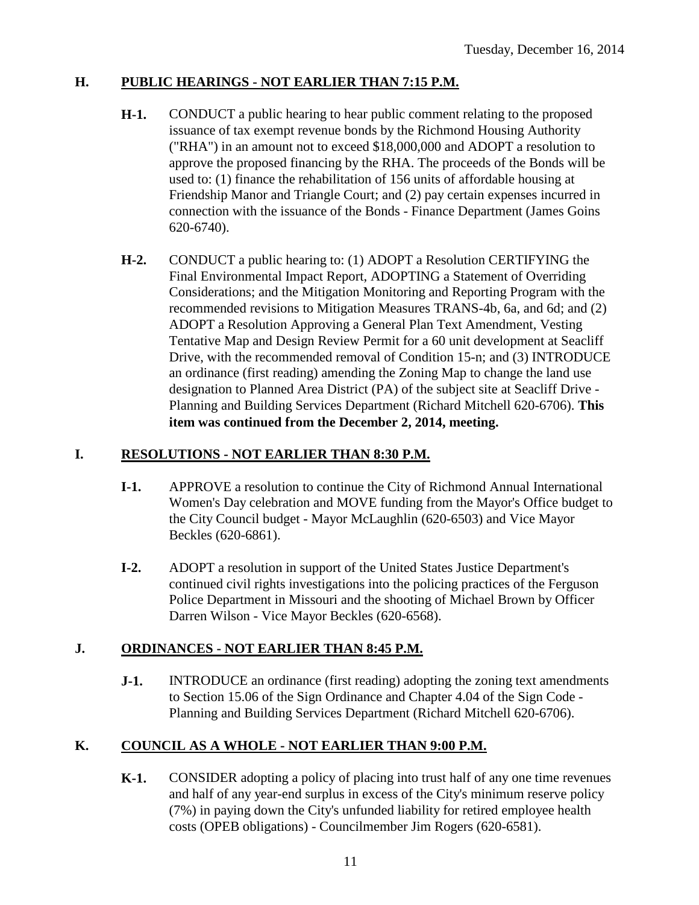Tuesday, December 16, 2014

## H. PUBLIC HEARINGS - NOT EARLIER THAN 7:15 P.M.

**H-1.** CONDUCT a public hearing to hear public comment relating to the proposed issuance of tax exempt revenue bonds by the Richmond Housing Authority ("RHA") in an amount not to exceed $18,000,000 and ADOPT a resolution to approve the proposed financing by the RHA. The proceeds of the Bonds will be used to: (1) finance the rehabilitation of 156 units of affordable housing at Friendship Manor and Triangle Court; and (2) pay certain expenses incurred in connection with the issuance of the Bonds - Finance Department (James Goins 620-6740).

**H-2.** CONDUCT a public hearing to: (1) ADOPT a Resolution CERTIFYING the Final Environmental Impact Report, ADOPTING a Statement of Overriding Considerations; and the Mitigation Monitoring and Reporting Program with the recommended revisions to Mitigation Measures TRANS-4b, 6a, and 6d; and (2) ADOPT a Resolution Approving a General Plan Text Amendment, Vesting Tentative Map and Design Review Permit for a 60 unit development at Seacliff Drive, with the recommended removal of Condition 15-n; and (3) INTRODUCE an ordinance (first reading) amending the Zoning Map to change the land use designation to Planned Area District (PA) of the subject site at Seacliff Drive - Planning and Building Services Department (Richard Mitchell 620-6706). **This item was continued from the December 2, 2014, meeting.**

## I. RESOLUTIONS - NOT EARLIER THAN 8:30 P.M.

**I-1.** APPROVE a resolution to continue the City of Richmond Annual International Women's Day celebration and MOVE funding from the Mayor's Office budget to the City Council budget - Mayor McLaughlin (620-6503) and Vice Mayor Beckles (620-6861).

**I-2.** ADOPT a resolution in support of the United States Justice Department's continued civil rights investigations into the policing practices of the Ferguson Police Department in Missouri and the shooting of Michael Brown by Officer Darren Wilson - Vice Mayor Beckles (620-6568).

## J. ORDINANCES - NOT EARLIER THAN 8:45 P.M.

**J-1.** INTRODUCE an ordinance (first reading) adopting the zoning text amendments to Section 15.06 of the Sign Ordinance and Chapter 4.04 of the Sign Code - Planning and Building Services Department (Richard Mitchell 620-6706).

## K. COUNCIL AS A WHOLE - NOT EARLIER THAN 9:00 P.M.

**K-1.** CONSIDER adopting a policy of placing into trust half of any one time revenues and half of any year-end surplus in excess of the City's minimum reserve policy (7%) in paying down the City's unfunded liability for retired employee health costs (OPEB obligations) - Councilmember Jim Rogers (620-6581).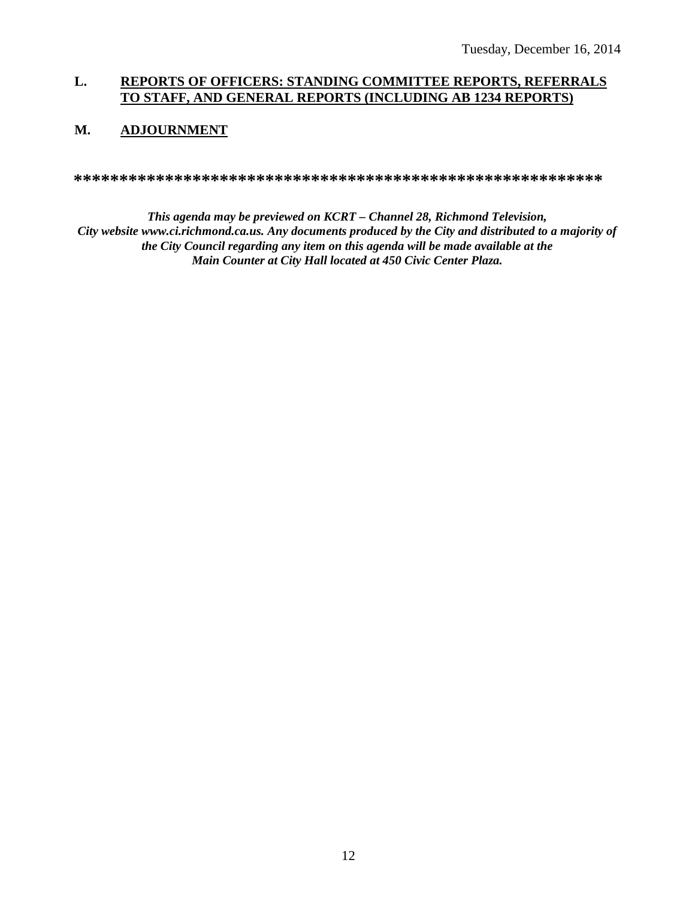**L. <u>REPORTS OF OFFICERS: STANDING COMMITTEE REPORTS, REFERRALS TO STAFF, AND GENERAL REPORTS (INCLUDING AB 1234 REPORTS)</u>**

**M. <u>ADJOURNMENT</u>**

**\*\*\*\*\*\*\*\*\*\*\*\*\*\*\*\*\*\*\*\*\*\*\*\*\*\*\*\*\*\*\*\*\*\*\*\*\*\*\*\*\*\*\*\*\*\*\*\*\*\*\*\*\*\*\*\*\*\*\*\***

***This agenda may be previewed on KCRT – Channel 28, Richmond Television, City website www.ci.richmond.ca.us. Any documents produced by the City and distributed to a majority of the City Council regarding any item on this agenda will be made available at the Main Counter at City Hall located at 450 Civic Center Plaza.***